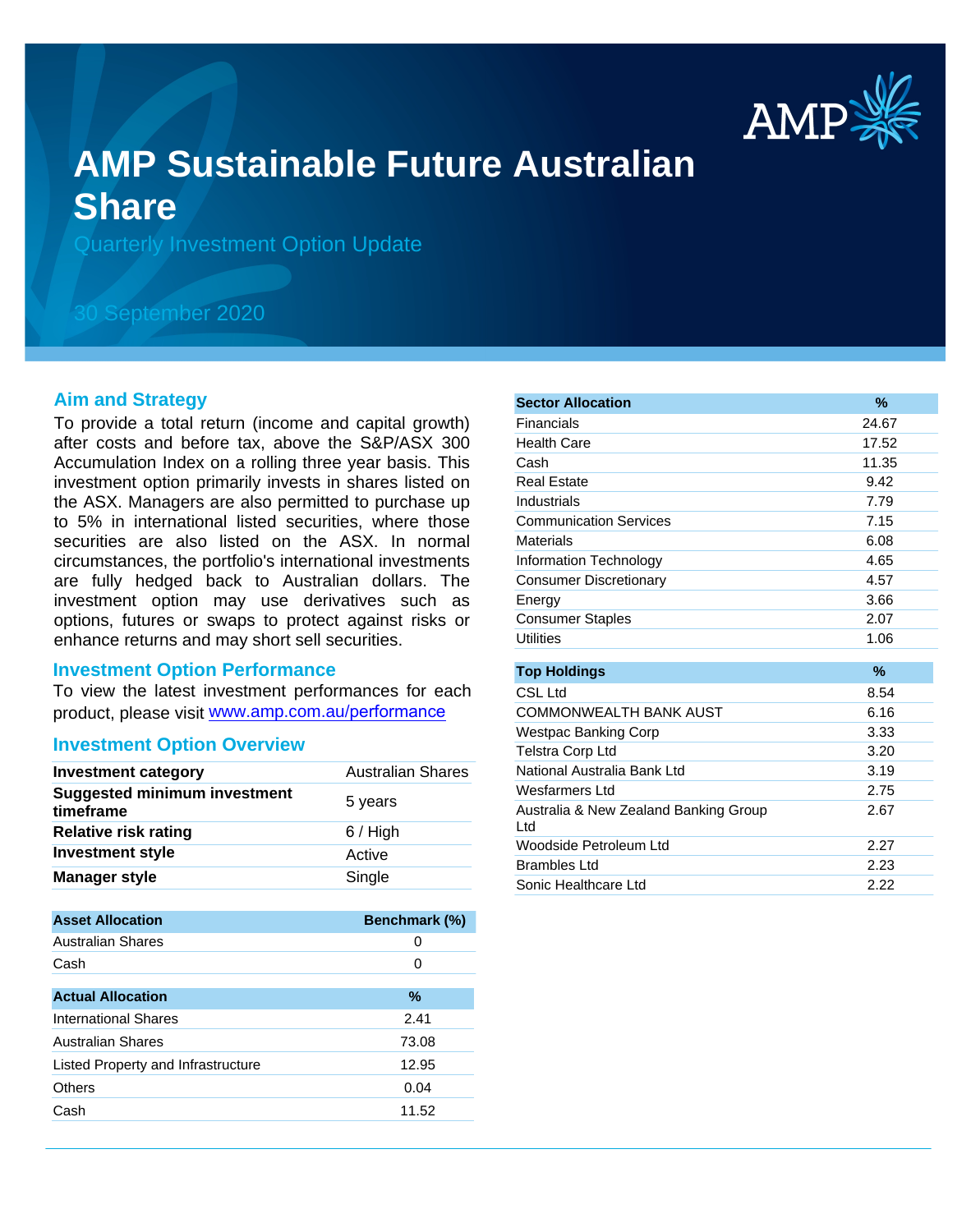# AMP Sustainable Future Australian Share

Quarterly Investment Option Update

30 September 2020

## Aim and Strategy

To provide a total return (income and capital growth) after costs and before tax, above the S&P/ASX 300 Accumulation Index on a rolling three year basis. This investment option primarily invests in shares listed on the ASX. Managers are also permitted to purchase up to 5% in international listed securities, where those securities are also listed on the ASX. In normal circumstances, the portfolio's international investments are fully hedged back to Australian dollars. The investment option may use derivatives such as options, futures or swaps to protect against risks or enhance returns and may short sell securities.

## Investment Option Performance

To view the latest investment performances for each product, please visit www.amp.com.au/performance

## Investment Option Overview

| | |
|---|---|
| **Investment category** | Australian Shares |
| **Suggested minimum investment timeframe** | 5 years |
| **Relative risk rating** | 6 / High |
| **Investment style** | Active |
| **Manager style** | Single |

| Asset Allocation | Benchmark (%) |
|---|---|
| Australian Shares | 0 |
| Cash | 0 |

| Actual Allocation | % |
|---|---|
| International Shares | 2.41 |
| Australian Shares | 73.08 |
| Listed Property and Infrastructure | 12.95 |
| Others | 0.04 |
| Cash | 11.52 |

| Sector Allocation | % |
|---|---|
| Financials | 24.67 |
| Health Care | 17.52 |
| Cash | 11.35 |
| Real Estate | 9.42 |
| Industrials | 7.79 |
| Communication Services | 7.15 |
| Materials | 6.08 |
| Information Technology | 4.65 |
| Consumer Discretionary | 4.57 |
| Energy | 3.66 |
| Consumer Staples | 2.07 |
| Utilities | 1.06 |

| Top Holdings | % |
|---|---|
| CSL Ltd | 8.54 |
| COMMONWEALTH BANK AUST | 6.16 |
| Westpac Banking Corp | 3.33 |
| Telstra Corp Ltd | 3.20 |
| National Australia Bank Ltd | 3.19 |
| Wesfarmers Ltd | 2.75 |
| Australia & New Zealand Banking Group Ltd | 2.67 |
| Woodside Petroleum Ltd | 2.27 |
| Brambles Ltd | 2.23 |
| Sonic Healthcare Ltd | 2.22 |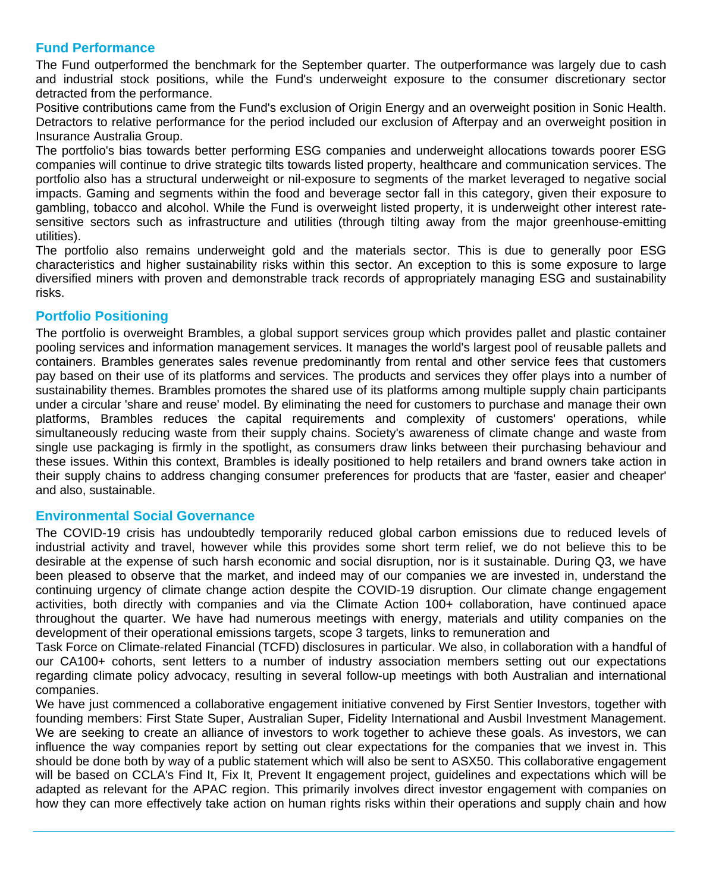## Fund Performance

The Fund outperformed the benchmark for the September quarter. The outperformance was largely due to cash and industrial stock positions, while the Fund's underweight exposure to the consumer discretionary sector detracted from the performance.

Positive contributions came from the Fund's exclusion of Origin Energy and an overweight position in Sonic Health. Detractors to relative performance for the period included our exclusion of Afterpay and an overweight position in Insurance Australia Group.

The portfolio's bias towards better performing ESG companies and underweight allocations towards poorer ESG companies will continue to drive strategic tilts towards listed property, healthcare and communication services. The portfolio also has a structural underweight or nil-exposure to segments of the market leveraged to negative social impacts. Gaming and segments within the food and beverage sector fall in this category, given their exposure to gambling, tobacco and alcohol. While the Fund is overweight listed property, it is underweight other interest rate-sensitive sectors such as infrastructure and utilities (through tilting away from the major greenhouse-emitting utilities).

The portfolio also remains underweight gold and the materials sector. This is due to generally poor ESG characteristics and higher sustainability risks within this sector. An exception to this is some exposure to large diversified miners with proven and demonstrable track records of appropriately managing ESG and sustainability risks.

## Portfolio Positioning

The portfolio is overweight Brambles, a global support services group which provides pallet and plastic container pooling services and information management services. It manages the world's largest pool of reusable pallets and containers. Brambles generates sales revenue predominantly from rental and other service fees that customers pay based on their use of its platforms and services. The products and services they offer plays into a number of sustainability themes. Brambles promotes the shared use of its platforms among multiple supply chain participants under a circular 'share and reuse' model. By eliminating the need for customers to purchase and manage their own platforms, Brambles reduces the capital requirements and complexity of customers' operations, while simultaneously reducing waste from their supply chains. Society's awareness of climate change and waste from single use packaging is firmly in the spotlight, as consumers draw links between their purchasing behaviour and these issues. Within this context, Brambles is ideally positioned to help retailers and brand owners take action in their supply chains to address changing consumer preferences for products that are 'faster, easier and cheaper' and also, sustainable.

## Environmental Social Governance

The COVID-19 crisis has undoubtedly temporarily reduced global carbon emissions due to reduced levels of industrial activity and travel, however while this provides some short term relief, we do not believe this to be desirable at the expense of such harsh economic and social disruption, nor is it sustainable. During Q3, we have been pleased to observe that the market, and indeed may of our companies we are invested in, understand the continuing urgency of climate change action despite the COVID-19 disruption. Our climate change engagement activities, both directly with companies and via the Climate Action 100+ collaboration, have continued apace throughout the quarter. We have had numerous meetings with energy, materials and utility companies on the development of their operational emissions targets, scope 3 targets, links to remuneration and

Task Force on Climate-related Financial (TCFD) disclosures in particular. We also, in collaboration with a handful of our CA100+ cohorts, sent letters to a number of industry association members setting out our expectations regarding climate policy advocacy, resulting in several follow-up meetings with both Australian and international companies.

We have just commenced a collaborative engagement initiative convened by First Sentier Investors, together with founding members: First State Super, Australian Super, Fidelity International and Ausbil Investment Management. We are seeking to create an alliance of investors to work together to achieve these goals. As investors, we can influence the way companies report by setting out clear expectations for the companies that we invest in. This should be done both by way of a public statement which will also be sent to ASX50. This collaborative engagement will be based on CCLA's Find It, Fix It, Prevent It engagement project, guidelines and expectations which will be adapted as relevant for the APAC region. This primarily involves direct investor engagement with companies on how they can more effectively take action on human rights risks within their operations and supply chain and how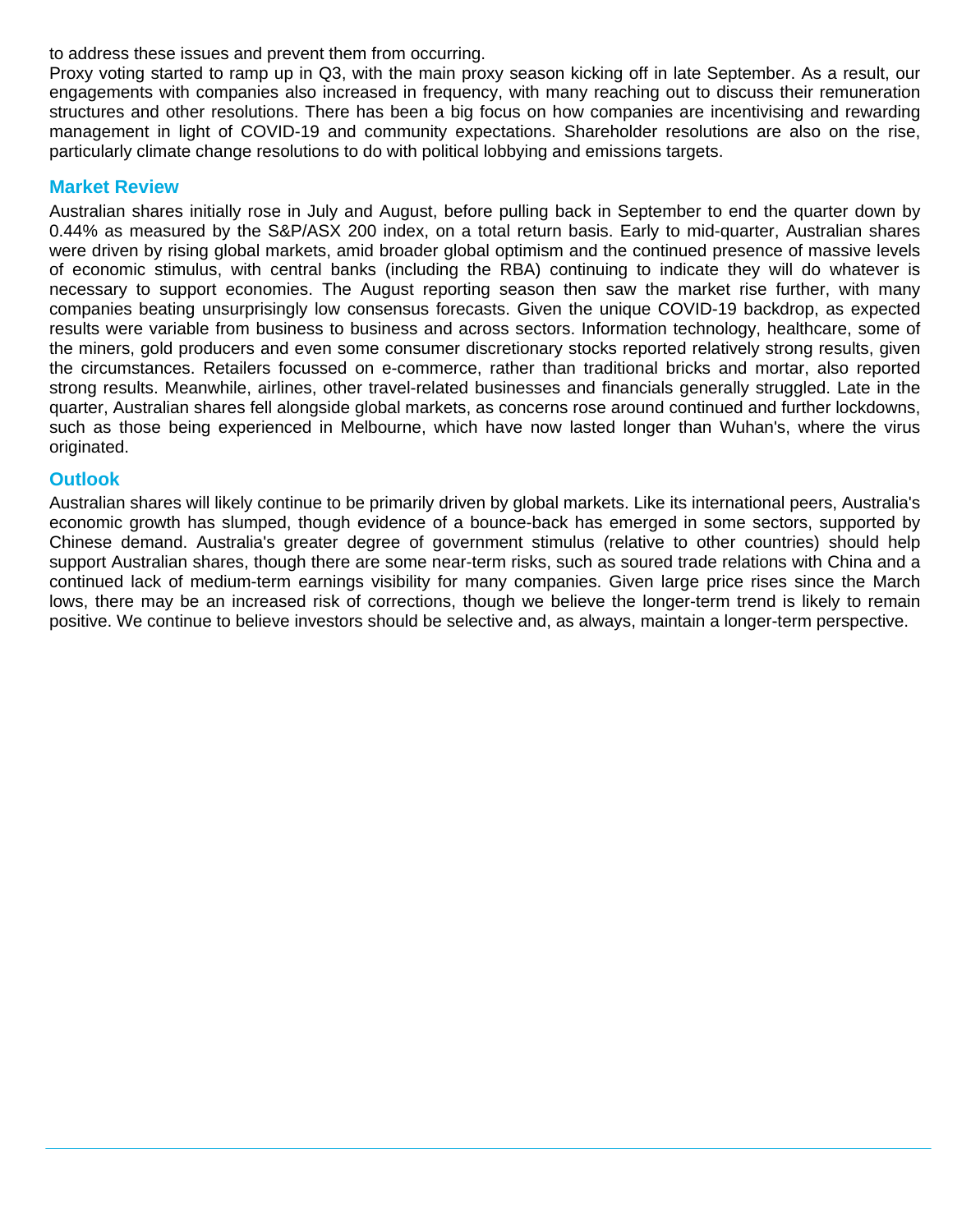to address these issues and prevent them from occurring.

Proxy voting started to ramp up in Q3, with the main proxy season kicking off in late September. As a result, our engagements with companies also increased in frequency, with many reaching out to discuss their remuneration structures and other resolutions. There has been a big focus on how companies are incentivising and rewarding management in light of COVID-19 and community expectations. Shareholder resolutions are also on the rise, particularly climate change resolutions to do with political lobbying and emissions targets.

## Market Review

Australian shares initially rose in July and August, before pulling back in September to end the quarter down by 0.44% as measured by the S&P/ASX 200 index, on a total return basis. Early to mid-quarter, Australian shares were driven by rising global markets, amid broader global optimism and the continued presence of massive levels of economic stimulus, with central banks (including the RBA) continuing to indicate they will do whatever is necessary to support economies. The August reporting season then saw the market rise further, with many companies beating unsurprisingly low consensus forecasts. Given the unique COVID-19 backdrop, as expected results were variable from business to business and across sectors. Information technology, healthcare, some of the miners, gold producers and even some consumer discretionary stocks reported relatively strong results, given the circumstances. Retailers focussed on e-commerce, rather than traditional bricks and mortar, also reported strong results. Meanwhile, airlines, other travel-related businesses and financials generally struggled. Late in the quarter, Australian shares fell alongside global markets, as concerns rose around continued and further lockdowns, such as those being experienced in Melbourne, which have now lasted longer than Wuhan's, where the virus originated.

## Outlook

Australian shares will likely continue to be primarily driven by global markets. Like its international peers, Australia's economic growth has slumped, though evidence of a bounce-back has emerged in some sectors, supported by Chinese demand. Australia's greater degree of government stimulus (relative to other countries) should help support Australian shares, though there are some near-term risks, such as soured trade relations with China and a continued lack of medium-term earnings visibility for many companies. Given large price rises since the March lows, there may be an increased risk of corrections, though we believe the longer-term trend is likely to remain positive. We continue to believe investors should be selective and, as always, maintain a longer-term perspective.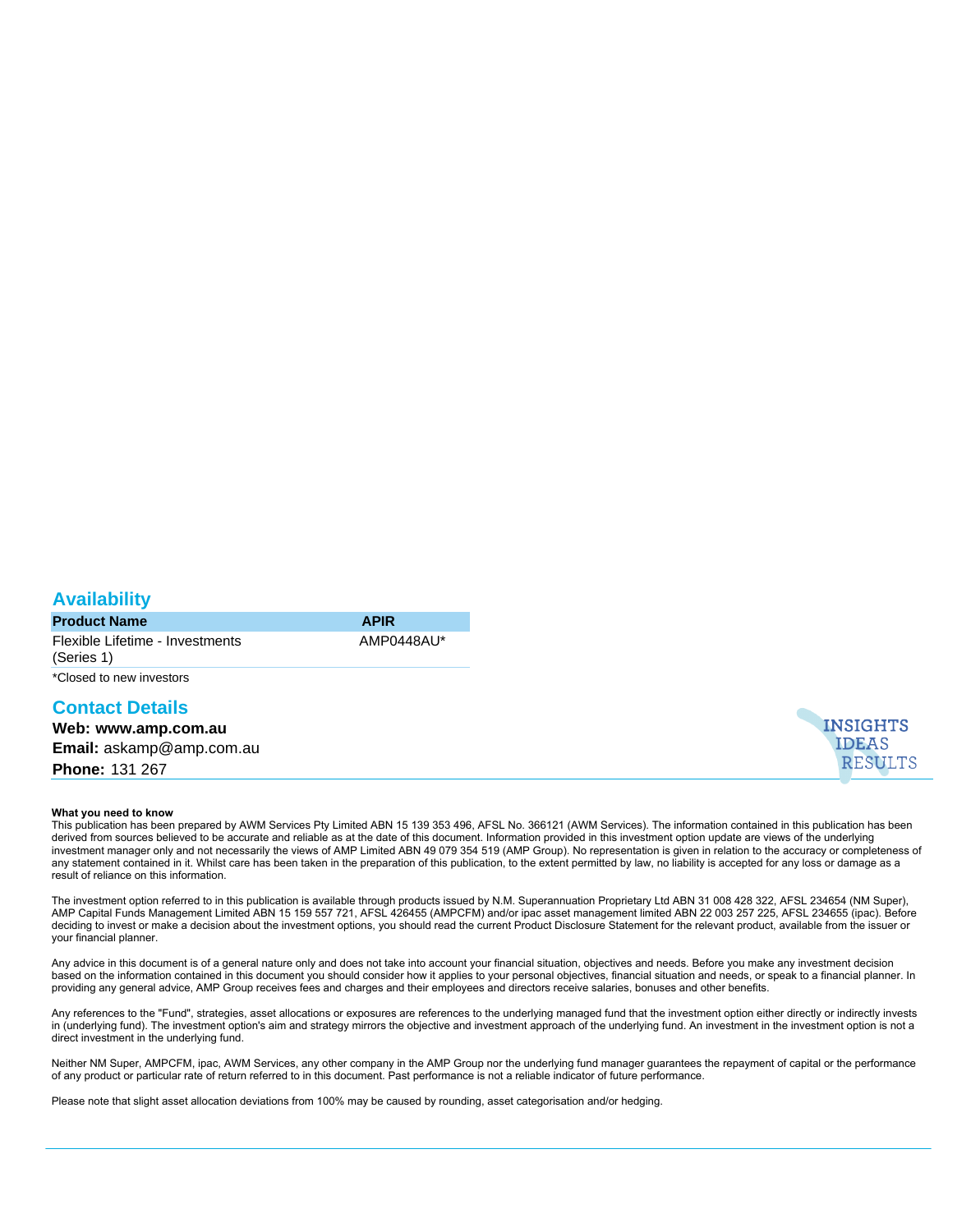## Availability

| Product Name | APIR |
|---|---|
| Flexible Lifetime - Investments (Series 1) | AMP0448AU* |

*Closed to new investors

## Contact Details

**Web: www.amp.com.au**

**Email:** askamp@amp.com.au

**Phone:** 131 267

INSIGHTS
IDEAS
RESULTS

**What you need to know**

This publication has been prepared by AWM Services Pty Limited ABN 15 139 353 496, AFSL No. 366121 (AWM Services). The information contained in this publication has been derived from sources believed to be accurate and reliable as at the date of this document. Information provided in this investment option update are views of the underlying investment manager only and not necessarily the views of AMP Limited ABN 49 079 354 519 (AMP Group). No representation is given in relation to the accuracy or completeness of any statement contained in it. Whilst care has been taken in the preparation of this publication, to the extent permitted by law, no liability is accepted for any loss or damage as a result of reliance on this information.

The investment option referred to in this publication is available through products issued by N.M. Superannuation Proprietary Ltd ABN 31 008 428 322, AFSL 234654 (NM Super), AMP Capital Funds Management Limited ABN 15 159 557 721, AFSL 426455 (AMPCFM) and/or ipac asset management limited ABN 22 003 257 225, AFSL 234655 (ipac). Before deciding to invest or make a decision about the investment options, you should read the current Product Disclosure Statement for the relevant product, available from the issuer or your financial planner.

Any advice in this document is of a general nature only and does not take into account your financial situation, objectives and needs. Before you make any investment decision based on the information contained in this document you should consider how it applies to your personal objectives, financial situation and needs, or speak to a financial planner. In providing any general advice, AMP Group receives fees and charges and their employees and directors receive salaries, bonuses and other benefits.

Any references to the "Fund", strategies, asset allocations or exposures are references to the underlying managed fund that the investment option either directly or indirectly invests in (underlying fund). The investment option's aim and strategy mirrors the objective and investment approach of the underlying fund. An investment in the investment option is not a direct investment in the underlying fund.

Neither NM Super, AMPCFM, ipac, AWM Services, any other company in the AMP Group nor the underlying fund manager guarantees the repayment of capital or the performance of any product or particular rate of return referred to in this document. Past performance is not a reliable indicator of future performance.

Please note that slight asset allocation deviations from 100% may be caused by rounding, asset categorisation and/or hedging.